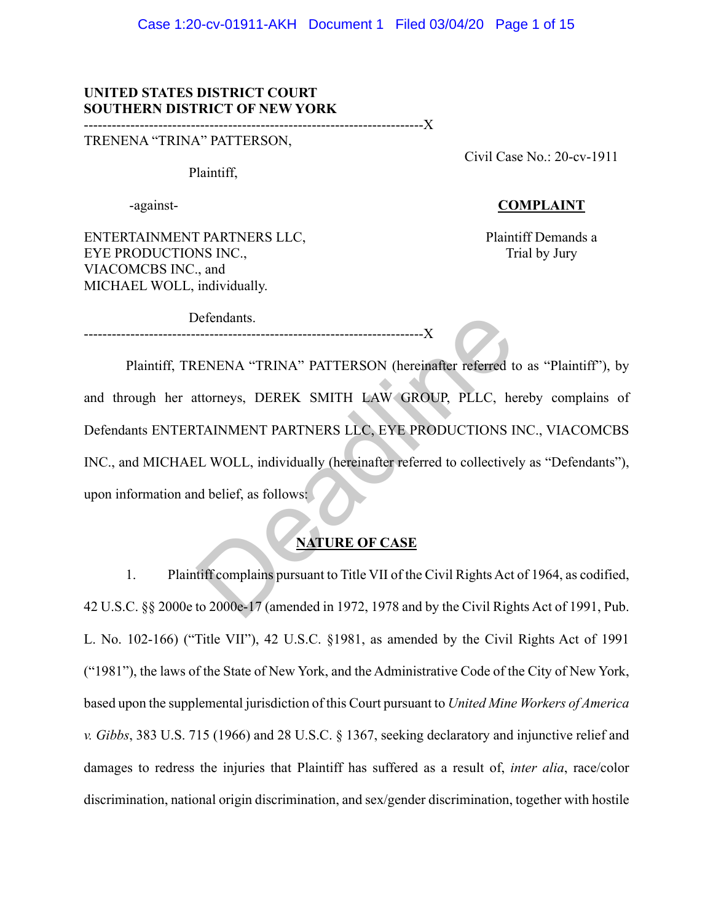**UNITED STATES DISTRICT COURT**
**SOUTHERN DISTRICT OF NEW YORK**

---

TRENENA "TRINA" PATTERSON,

Plaintiff,

-against-

ENTERTAINMENT PARTNERS LLC,
EYE PRODUCTIONS INC.,
VIACOMCBS INC., and
MICHAEL WOLL, individually.

Defendants.

---

Civil Case No.: 20-cv-1911

**COMPLAINT**

Plaintiff Demands a Trial by Jury

Plaintiff, TRENENA "TRINA" PATTERSON (hereinafter referred to as "Plaintiff"), by and through her attorneys, DEREK SMITH LAW GROUP, PLLC, hereby complains of Defendants ENTERTAINMENT PARTNERS LLC, EYE PRODUCTIONS INC., VIACOMCBS INC., and MICHAEL WOLL, individually (hereinafter referred to collectively as "Defendants"), upon information and belief, as follows:

## NATURE OF CASE

1. Plaintiff complains pursuant to Title VII of the Civil Rights Act of 1964, as codified, 42 U.S.C. §§ 2000e to 2000e-17 (amended in 1972, 1978 and by the Civil Rights Act of 1991, Pub. L. No. 102-166) ("Title VII"), 42 U.S.C. §1981, as amended by the Civil Rights Act of 1991 ("1981"), the laws of the State of New York, and the Administrative Code of the City of New York, based upon the supplemental jurisdiction of this Court pursuant to *United Mine Workers of America v. Gibbs*, 383 U.S. 715 (1966) and 28 U.S.C. § 1367, seeking declaratory and injunctive relief and damages to redress the injuries that Plaintiff has suffered as a result of, *inter alia*, race/color discrimination, national origin discrimination, and sex/gender discrimination, together with hostile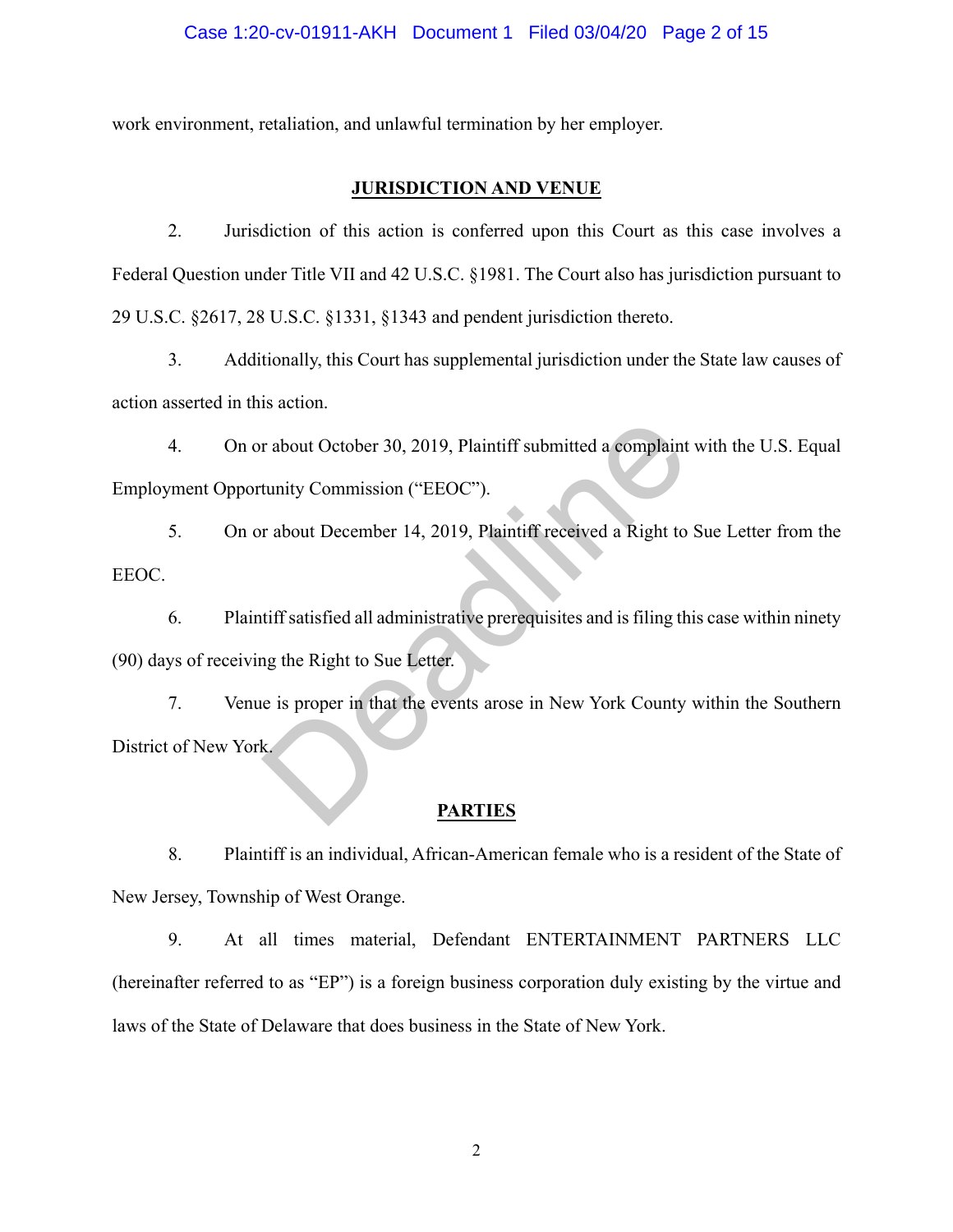work environment, retaliation, and unlawful termination by her employer.

## JURISDICTION AND VENUE

2. Jurisdiction of this action is conferred upon this Court as this case involves a Federal Question under Title VII and 42 U.S.C. §1981. The Court also has jurisdiction pursuant to 29 U.S.C. §2617, 28 U.S.C. §1331, §1343 and pendent jurisdiction thereto.

3. Additionally, this Court has supplemental jurisdiction under the State law causes of action asserted in this action.

4. On or about October 30, 2019, Plaintiff submitted a complaint with the U.S. Equal Employment Opportunity Commission ("EEOC").

5. On or about December 14, 2019, Plaintiff received a Right to Sue Letter from the EEOC.

6. Plaintiff satisfied all administrative prerequisites and is filing this case within ninety (90) days of receiving the Right to Sue Letter.

7. Venue is proper in that the events arose in New York County within the Southern District of New York.

## PARTIES

8. Plaintiff is an individual, African-American female who is a resident of the State of New Jersey, Township of West Orange.

9. At all times material, Defendant ENTERTAINMENT PARTNERS LLC (hereinafter referred to as "EP") is a foreign business corporation duly existing by the virtue and laws of the State of Delaware that does business in the State of New York.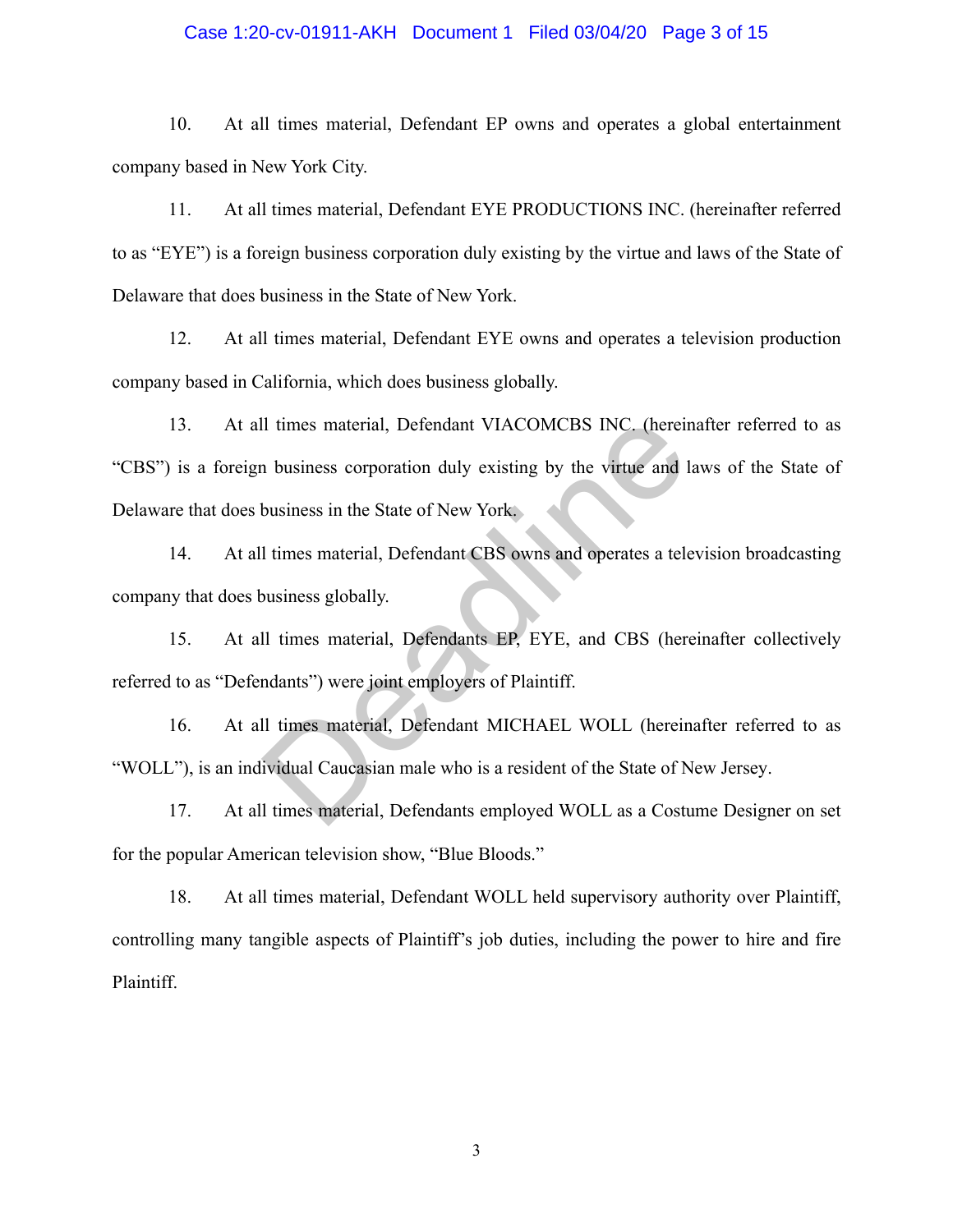10. At all times material, Defendant EP owns and operates a global entertainment company based in New York City.

11. At all times material, Defendant EYE PRODUCTIONS INC. (hereinafter referred to as "EYE") is a foreign business corporation duly existing by the virtue and laws of the State of Delaware that does business in the State of New York.

12. At all times material, Defendant EYE owns and operates a television production company based in California, which does business globally.

13. At all times material, Defendant VIACOMCBS INC. (hereinafter referred to as "CBS") is a foreign business corporation duly existing by the virtue and laws of the State of Delaware that does business in the State of New York.

14. At all times material, Defendant CBS owns and operates a television broadcasting company that does business globally.

15. At all times material, Defendants EP, EYE, and CBS (hereinafter collectively referred to as "Defendants") were joint employers of Plaintiff.

16. At all times material, Defendant MICHAEL WOLL (hereinafter referred to as "WOLL"), is an individual Caucasian male who is a resident of the State of New Jersey.

17. At all times material, Defendants employed WOLL as a Costume Designer on set for the popular American television show, "Blue Bloods."

18. At all times material, Defendant WOLL held supervisory authority over Plaintiff, controlling many tangible aspects of Plaintiff's job duties, including the power to hire and fire Plaintiff.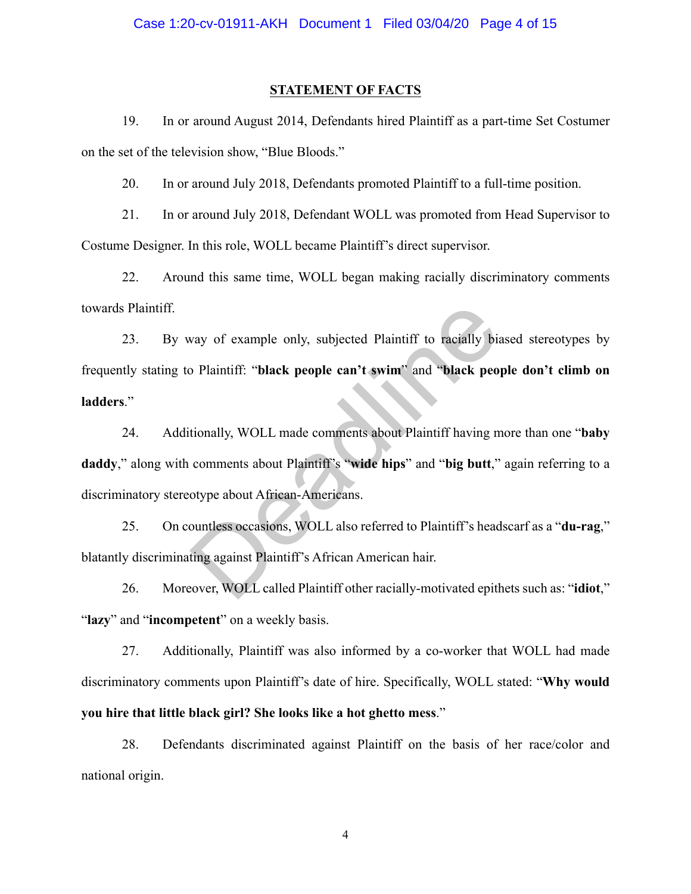## STATEMENT OF FACTS

19. In or around August 2014, Defendants hired Plaintiff as a part-time Set Costumer on the set of the television show, "Blue Bloods."

20. In or around July 2018, Defendants promoted Plaintiff to a full-time position.

21. In or around July 2018, Defendant WOLL was promoted from Head Supervisor to Costume Designer. In this role, WOLL became Plaintiff's direct supervisor.

22. Around this same time, WOLL began making racially discriminatory comments towards Plaintiff.

23. By way of example only, subjected Plaintiff to racially biased stereotypes by frequently stating to Plaintiff: "**black people can't swim**" and "**black people don't climb on ladders**."

24. Additionally, WOLL made comments about Plaintiff having more than one "**baby daddy**," along with comments about Plaintiff's "**wide hips**" and "**big butt**," again referring to a discriminatory stereotype about African-Americans.

25. On countless occasions, WOLL also referred to Plaintiff's headscarf as a "**du-rag**," blatantly discriminating against Plaintiff's African American hair.

26. Moreover, WOLL called Plaintiff other racially-motivated epithets such as: "**idiot**," "**lazy**" and "**incompetent**" on a weekly basis.

27. Additionally, Plaintiff was also informed by a co-worker that WOLL had made discriminatory comments upon Plaintiff's date of hire. Specifically, WOLL stated: "**Why would you hire that little black girl? She looks like a hot ghetto mess**."

28. Defendants discriminated against Plaintiff on the basis of her race/color and national origin.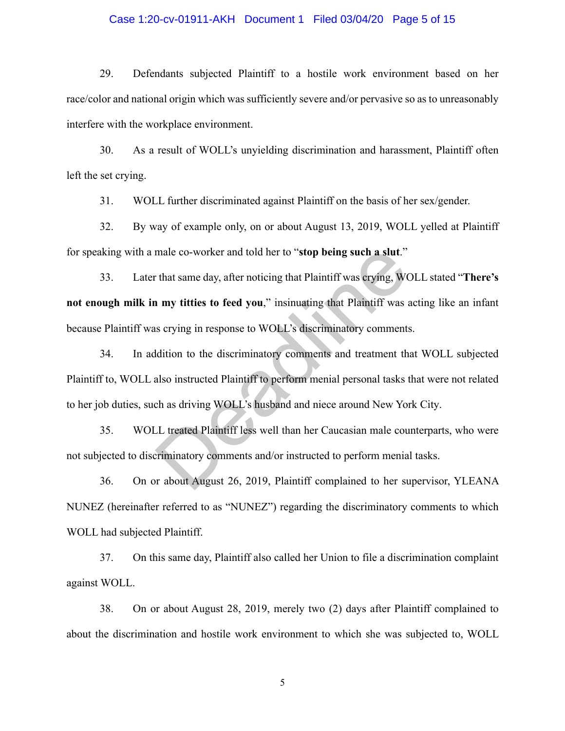29. Defendants subjected Plaintiff to a hostile work environment based on her race/color and national origin which was sufficiently severe and/or pervasive so as to unreasonably interfere with the workplace environment.

30. As a result of WOLL's unyielding discrimination and harassment, Plaintiff often left the set crying.

31. WOLL further discriminated against Plaintiff on the basis of her sex/gender.

32. By way of example only, on or about August 13, 2019, WOLL yelled at Plaintiff for speaking with a male co-worker and told her to "**stop being such a slut**."

33. Later that same day, after noticing that Plaintiff was crying, WOLL stated "**There's not enough milk in my titties to feed you**," insinuating that Plaintiff was acting like an infant because Plaintiff was crying in response to WOLL's discriminatory comments.

34. In addition to the discriminatory comments and treatment that WOLL subjected Plaintiff to, WOLL also instructed Plaintiff to perform menial personal tasks that were not related to her job duties, such as driving WOLL's husband and niece around New York City.

35. WOLL treated Plaintiff less well than her Caucasian male counterparts, who were not subjected to discriminatory comments and/or instructed to perform menial tasks.

36. On or about August 26, 2019, Plaintiff complained to her supervisor, YLEANA NUNEZ (hereinafter referred to as "NUNEZ") regarding the discriminatory comments to which WOLL had subjected Plaintiff.

37. On this same day, Plaintiff also called her Union to file a discrimination complaint against WOLL.

38. On or about August 28, 2019, merely two (2) days after Plaintiff complained to about the discrimination and hostile work environment to which she was subjected to, WOLL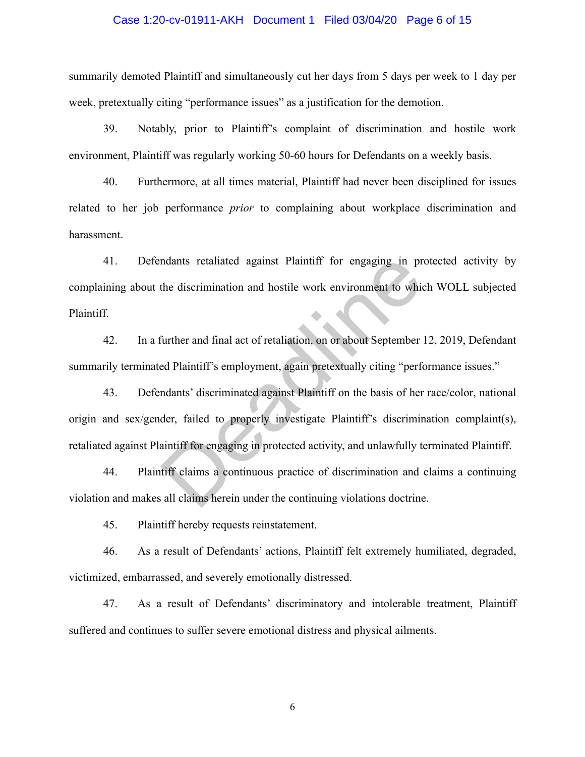summarily demoted Plaintiff and simultaneously cut her days from 5 days per week to 1 day per week, pretextually citing "performance issues" as a justification for the demotion.

39. Notably, prior to Plaintiff's complaint of discrimination and hostile work environment, Plaintiff was regularly working 50-60 hours for Defendants on a weekly basis.

40. Furthermore, at all times material, Plaintiff had never been disciplined for issues related to her job performance *prior* to complaining about workplace discrimination and harassment.

41. Defendants retaliated against Plaintiff for engaging in protected activity by complaining about the discrimination and hostile work environment to which WOLL subjected Plaintiff.

42. In a further and final act of retaliation, on or about September 12, 2019, Defendant summarily terminated Plaintiff's employment, again pretextually citing "performance issues."

43. Defendants' discriminated against Plaintiff on the basis of her race/color, national origin and sex/gender, failed to properly investigate Plaintiff's discrimination complaint(s), retaliated against Plaintiff for engaging in protected activity, and unlawfully terminated Plaintiff.

44. Plaintiff claims a continuous practice of discrimination and claims a continuing violation and makes all claims herein under the continuing violations doctrine.

45. Plaintiff hereby requests reinstatement.

46. As a result of Defendants' actions, Plaintiff felt extremely humiliated, degraded, victimized, embarrassed, and severely emotionally distressed.

47. As a result of Defendants' discriminatory and intolerable treatment, Plaintiff suffered and continues to suffer severe emotional distress and physical ailments.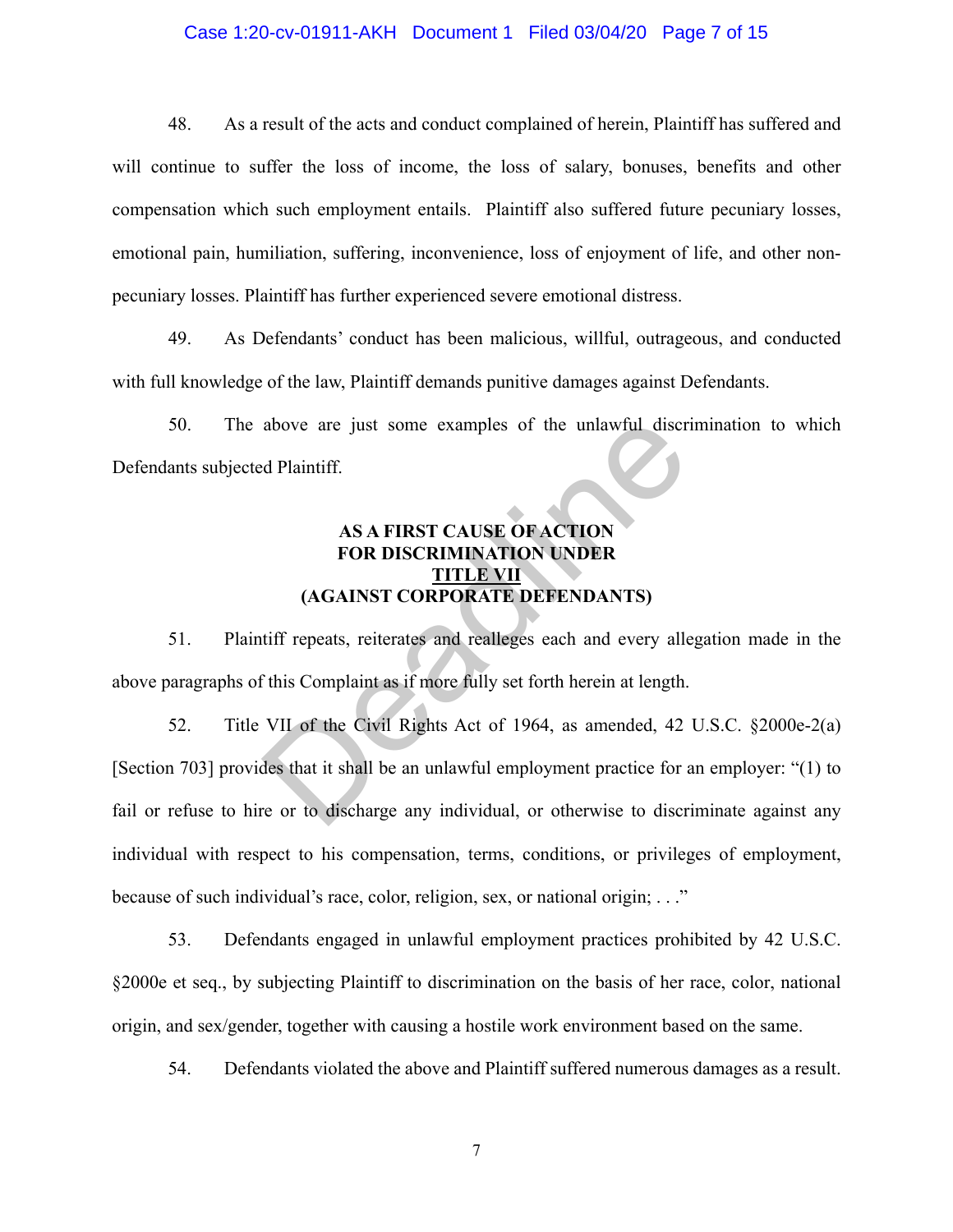48. As a result of the acts and conduct complained of herein, Plaintiff has suffered and will continue to suffer the loss of income, the loss of salary, bonuses, benefits and other compensation which such employment entails. Plaintiff also suffered future pecuniary losses, emotional pain, humiliation, suffering, inconvenience, loss of enjoyment of life, and other non-pecuniary losses. Plaintiff has further experienced severe emotional distress.

49. As Defendants' conduct has been malicious, willful, outrageous, and conducted with full knowledge of the law, Plaintiff demands punitive damages against Defendants.

50. The above are just some examples of the unlawful discrimination to which Defendants subjected Plaintiff.

**AS A FIRST CAUSE OF ACTION**
**FOR DISCRIMINATION UNDER**
**TITLE VII**
**(AGAINST CORPORATE DEFENDANTS)**

51. Plaintiff repeats, reiterates and realleges each and every allegation made in the above paragraphs of this Complaint as if more fully set forth herein at length.

52. Title VII of the Civil Rights Act of 1964, as amended, 42 U.S.C. §2000e-2(a) [Section 703] provides that it shall be an unlawful employment practice for an employer: "(1) to fail or refuse to hire or to discharge any individual, or otherwise to discriminate against any individual with respect to his compensation, terms, conditions, or privileges of employment, because of such individual's race, color, religion, sex, or national origin; . . ."

53. Defendants engaged in unlawful employment practices prohibited by 42 U.S.C. §2000e et seq., by subjecting Plaintiff to discrimination on the basis of her race, color, national origin, and sex/gender, together with causing a hostile work environment based on the same.

54. Defendants violated the above and Plaintiff suffered numerous damages as a result.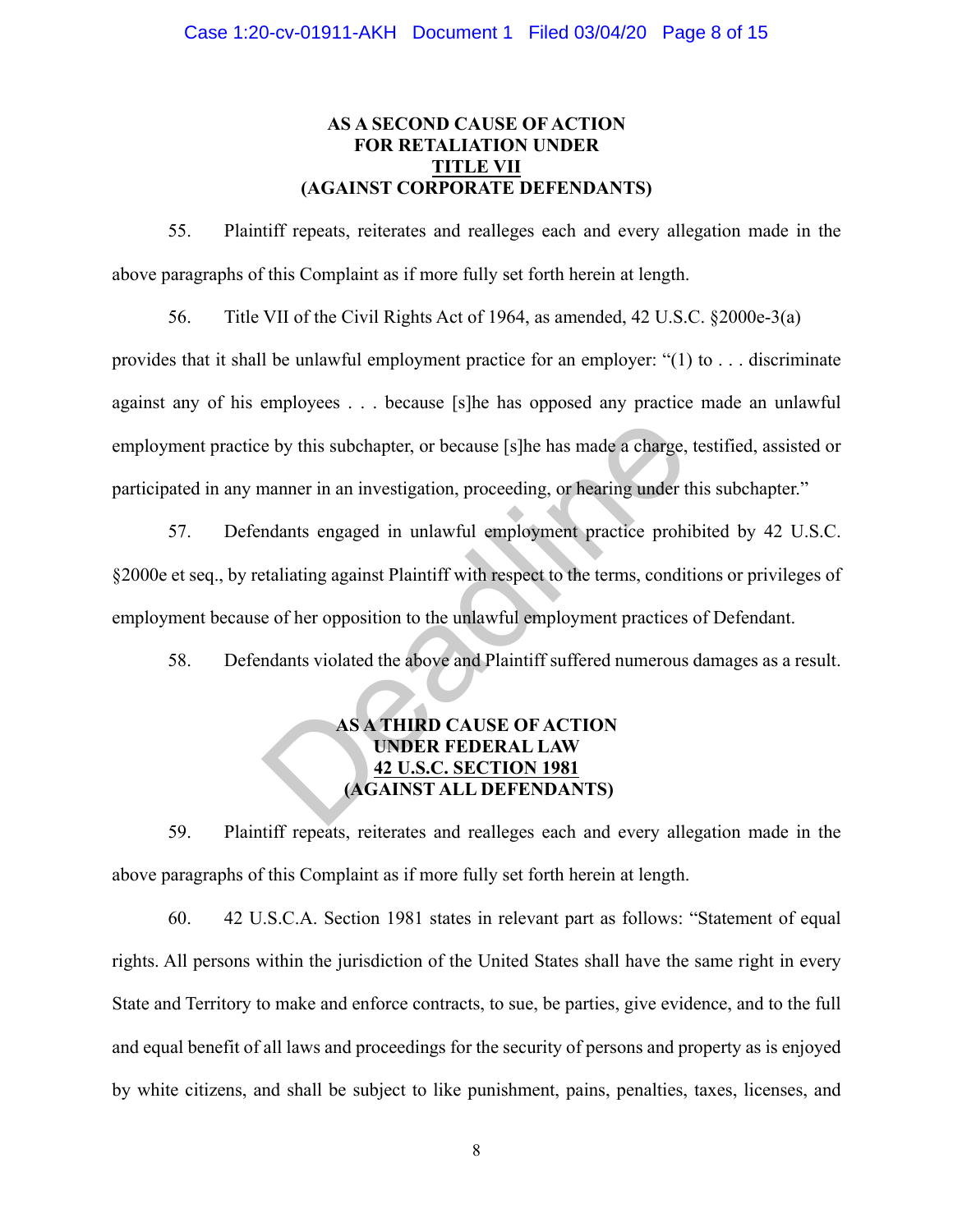## AS A SECOND CAUSE OF ACTION FOR RETALIATION UNDER <u>TITLE VII</u> (AGAINST CORPORATE DEFENDANTS)

55. Plaintiff repeats, reiterates and realleges each and every allegation made in the above paragraphs of this Complaint as if more fully set forth herein at length.

56. Title VII of the Civil Rights Act of 1964, as amended, 42 U.S.C. §2000e-3(a) provides that it shall be unlawful employment practice for an employer: "(1) to . . . discriminate against any of his employees . . . because [s]he has opposed any practice made an unlawful employment practice by this subchapter, or because [s]he has made a charge, testified, assisted or participated in any manner in an investigation, proceeding, or hearing under this subchapter."

57. Defendants engaged in unlawful employment practice prohibited by 42 U.S.C. §2000e et seq., by retaliating against Plaintiff with respect to the terms, conditions or privileges of employment because of her opposition to the unlawful employment practices of Defendant.

58. Defendants violated the above and Plaintiff suffered numerous damages as a result.

## AS A THIRD CAUSE OF ACTION UNDER FEDERAL LAW <u>42 U.S.C. SECTION 1981</u> (AGAINST ALL DEFENDANTS)

59. Plaintiff repeats, reiterates and realleges each and every allegation made in the above paragraphs of this Complaint as if more fully set forth herein at length.

60. 42 U.S.C.A. Section 1981 states in relevant part as follows: "Statement of equal rights. All persons within the jurisdiction of the United States shall have the same right in every State and Territory to make and enforce contracts, to sue, be parties, give evidence, and to the full and equal benefit of all laws and proceedings for the security of persons and property as is enjoyed by white citizens, and shall be subject to like punishment, pains, penalties, taxes, licenses, and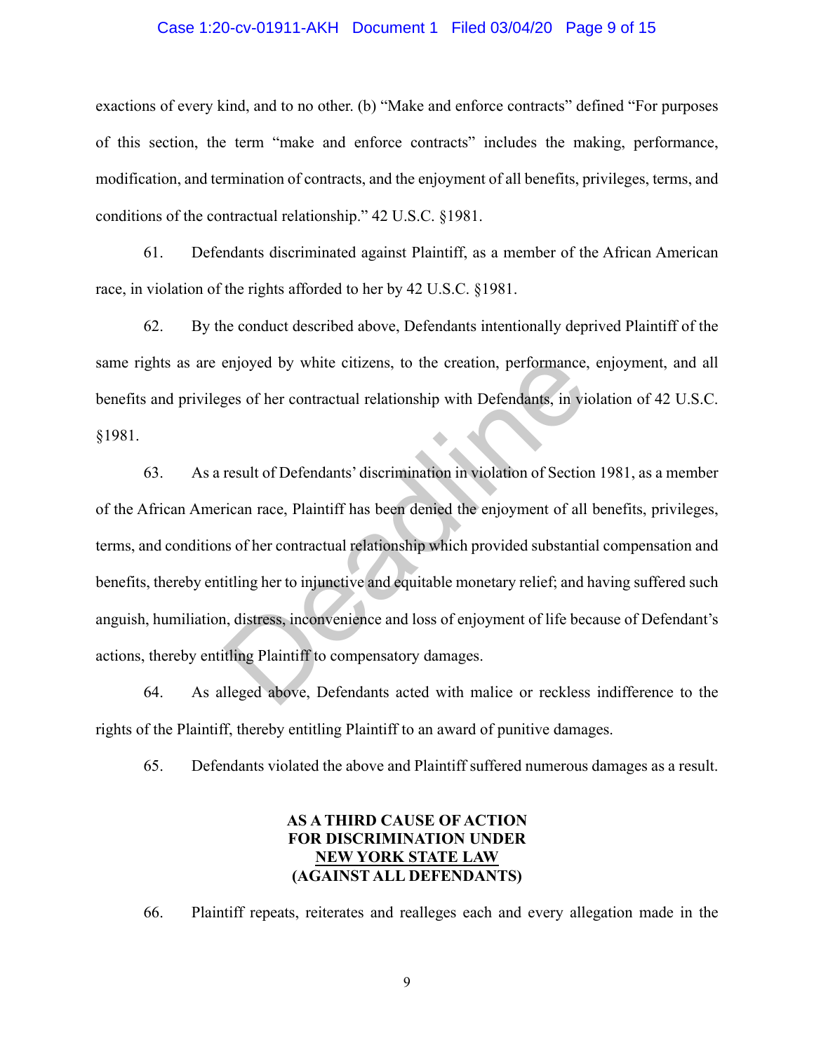exactions of every kind, and to no other. (b) "Make and enforce contracts" defined "For purposes of this section, the term "make and enforce contracts" includes the making, performance, modification, and termination of contracts, and the enjoyment of all benefits, privileges, terms, and conditions of the contractual relationship." 42 U.S.C. §1981.

61. Defendants discriminated against Plaintiff, as a member of the African American race, in violation of the rights afforded to her by 42 U.S.C. §1981.

62. By the conduct described above, Defendants intentionally deprived Plaintiff of the same rights as are enjoyed by white citizens, to the creation, performance, enjoyment, and all benefits and privileges of her contractual relationship with Defendants, in violation of 42 U.S.C. §1981.

63. As a result of Defendants' discrimination in violation of Section 1981, as a member of the African American race, Plaintiff has been denied the enjoyment of all benefits, privileges, terms, and conditions of her contractual relationship which provided substantial compensation and benefits, thereby entitling her to injunctive and equitable monetary relief; and having suffered such anguish, humiliation, distress, inconvenience and loss of enjoyment of life because of Defendant's actions, thereby entitling Plaintiff to compensatory damages.

64. As alleged above, Defendants acted with malice or reckless indifference to the rights of the Plaintiff, thereby entitling Plaintiff to an award of punitive damages.

65. Defendants violated the above and Plaintiff suffered numerous damages as a result.

**AS A THIRD CAUSE OF ACTION**
**FOR DISCRIMINATION UNDER**
**NEW YORK STATE LAW**
**(AGAINST ALL DEFENDANTS)**

66. Plaintiff repeats, reiterates and realleges each and every allegation made in the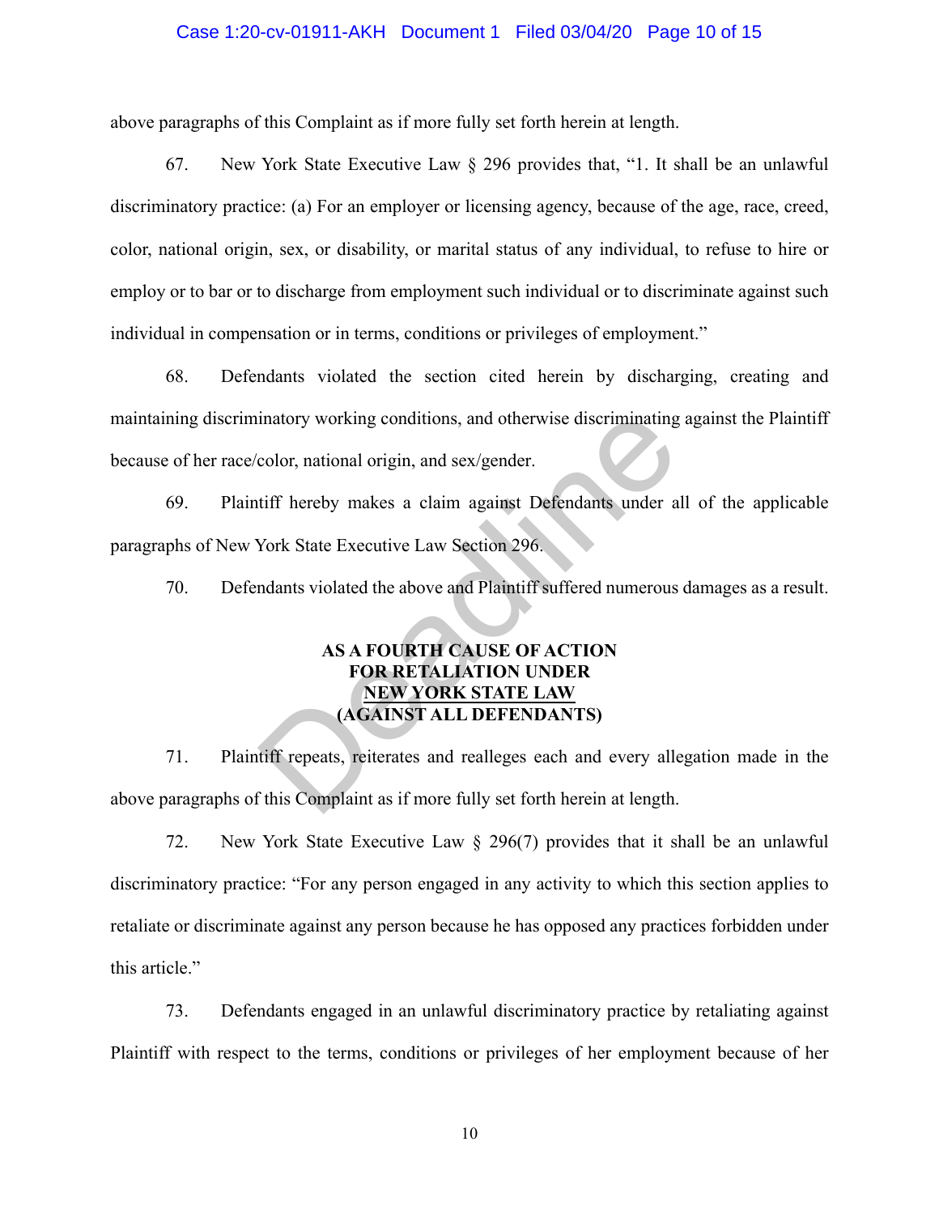above paragraphs of this Complaint as if more fully set forth herein at length.

67. New York State Executive Law § 296 provides that, "1. It shall be an unlawful discriminatory practice: (a) For an employer or licensing agency, because of the age, race, creed, color, national origin, sex, or disability, or marital status of any individual, to refuse to hire or employ or to bar or to discharge from employment such individual or to discriminate against such individual in compensation or in terms, conditions or privileges of employment."

68. Defendants violated the section cited herein by discharging, creating and maintaining discriminatory working conditions, and otherwise discriminating against the Plaintiff because of her race/color, national origin, and sex/gender.

69. Plaintiff hereby makes a claim against Defendants under all of the applicable paragraphs of New York State Executive Law Section 296.

70. Defendants violated the above and Plaintiff suffered numerous damages as a result.

**AS A FOURTH CAUSE OF ACTION**
**FOR RETALIATION UNDER**
**NEW YORK STATE LAW**
**(AGAINST ALL DEFENDANTS)**

71. Plaintiff repeats, reiterates and realleges each and every allegation made in the above paragraphs of this Complaint as if more fully set forth herein at length.

72. New York State Executive Law § 296(7) provides that it shall be an unlawful discriminatory practice: "For any person engaged in any activity to which this section applies to retaliate or discriminate against any person because he has opposed any practices forbidden under this article."

73. Defendants engaged in an unlawful discriminatory practice by retaliating against Plaintiff with respect to the terms, conditions or privileges of her employment because of her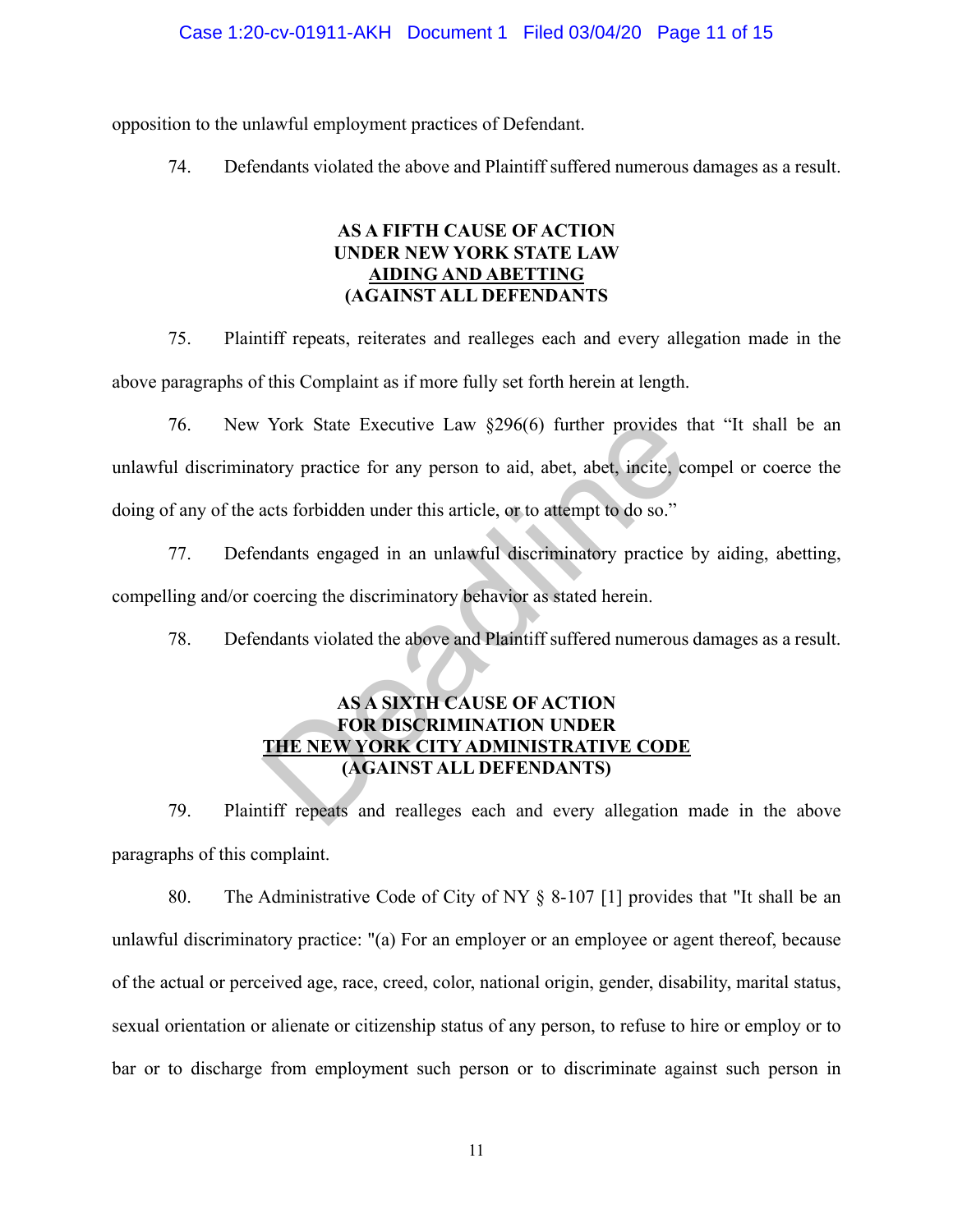opposition to the unlawful employment practices of Defendant.

74. Defendants violated the above and Plaintiff suffered numerous damages as a result.

**AS A FIFTH CAUSE OF ACTION**
**UNDER NEW YORK STATE LAW**
**<u>AIDING AND ABETTING</u>**
**(AGAINST ALL DEFENDANTS**

75. Plaintiff repeats, reiterates and realleges each and every allegation made in the above paragraphs of this Complaint as if more fully set forth herein at length.

76. New York State Executive Law §296(6) further provides that "It shall be an unlawful discriminatory practice for any person to aid, abet, abet, incite, compel or coerce the doing of any of the acts forbidden under this article, or to attempt to do so."

77. Defendants engaged in an unlawful discriminatory practice by aiding, abetting, compelling and/or coercing the discriminatory behavior as stated herein.

78. Defendants violated the above and Plaintiff suffered numerous damages as a result.

**AS A SIXTH CAUSE OF ACTION**
**FOR DISCRIMINATION UNDER**
**<u>THE NEW YORK CITY ADMINISTRATIVE CODE</u>**
**(AGAINST ALL DEFENDANTS)**

79. Plaintiff repeats and realleges each and every allegation made in the above paragraphs of this complaint.

80. The Administrative Code of City of NY § 8-107 [1] provides that "It shall be an unlawful discriminatory practice: "(a) For an employer or an employee or agent thereof, because of the actual or perceived age, race, creed, color, national origin, gender, disability, marital status, sexual orientation or alienate or citizenship status of any person, to refuse to hire or employ or to bar or to discharge from employment such person or to discriminate against such person in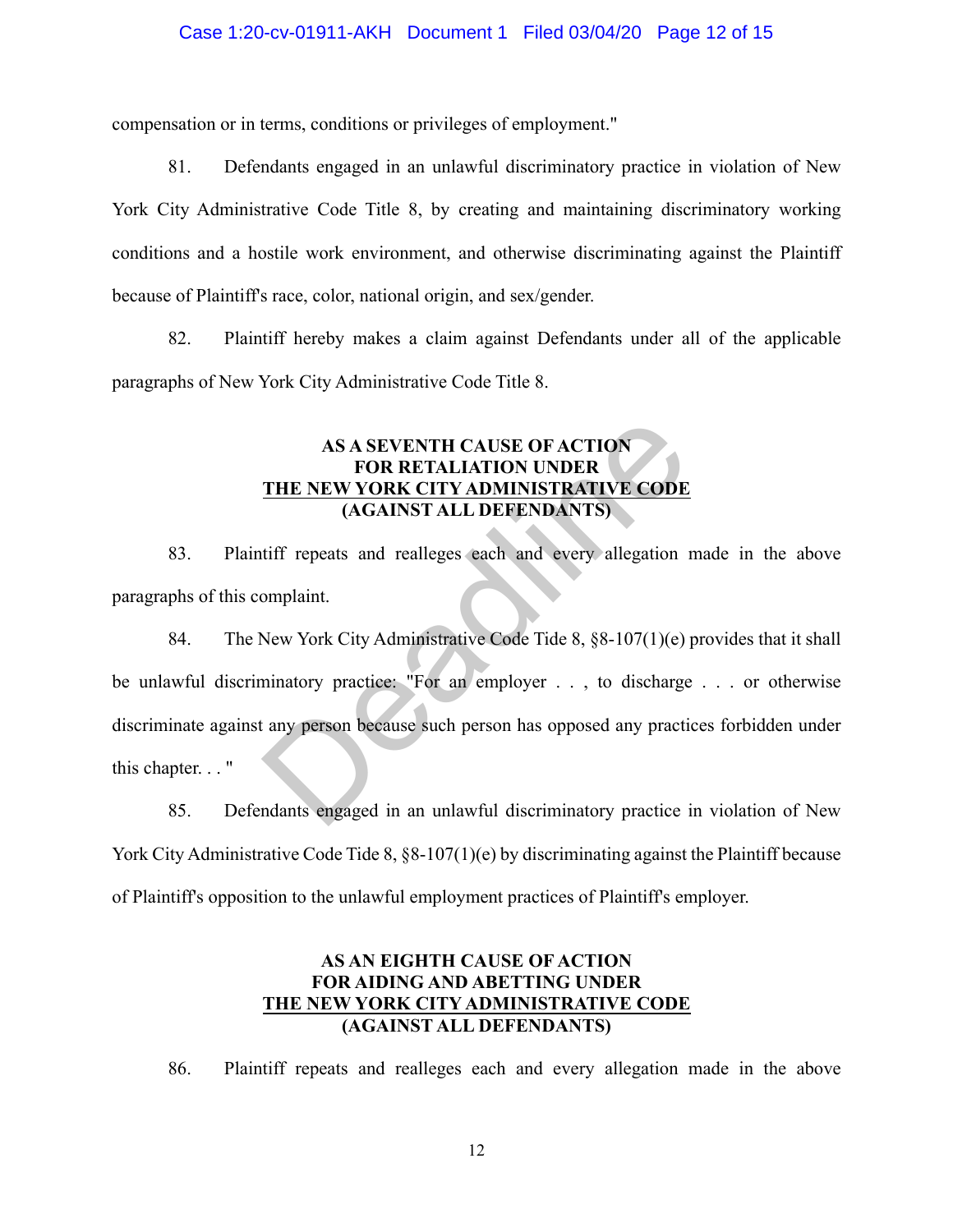compensation or in terms, conditions or privileges of employment."

81. Defendants engaged in an unlawful discriminatory practice in violation of New York City Administrative Code Title 8, by creating and maintaining discriminatory working conditions and a hostile work environment, and otherwise discriminating against the Plaintiff because of Plaintiff's race, color, national origin, and sex/gender.

82. Plaintiff hereby makes a claim against Defendants under all of the applicable paragraphs of New York City Administrative Code Title 8.

**AS A SEVENTH CAUSE OF ACTION**
**FOR RETALIATION UNDER**
**THE NEW YORK CITY ADMINISTRATIVE CODE**
**(AGAINST ALL DEFENDANTS)**

83. Plaintiff repeats and realleges each and every allegation made in the above paragraphs of this complaint.

84. The New York City Administrative Code Tide 8, §8-107(1)(e) provides that it shall be unlawful discriminatory practice: "For an employer . . , to discharge . . . or otherwise discriminate against any person because such person has opposed any practices forbidden under this chapter. . . "

85. Defendants engaged in an unlawful discriminatory practice in violation of New York City Administrative Code Tide 8, §8-107(1)(e) by discriminating against the Plaintiff because of Plaintiff's opposition to the unlawful employment practices of Plaintiff's employer.

**AS AN EIGHTH CAUSE OF ACTION**
**FOR AIDING AND ABETTING UNDER**
**THE NEW YORK CITY ADMINISTRATIVE CODE**
**(AGAINST ALL DEFENDANTS)**

86. Plaintiff repeats and realleges each and every allegation made in the above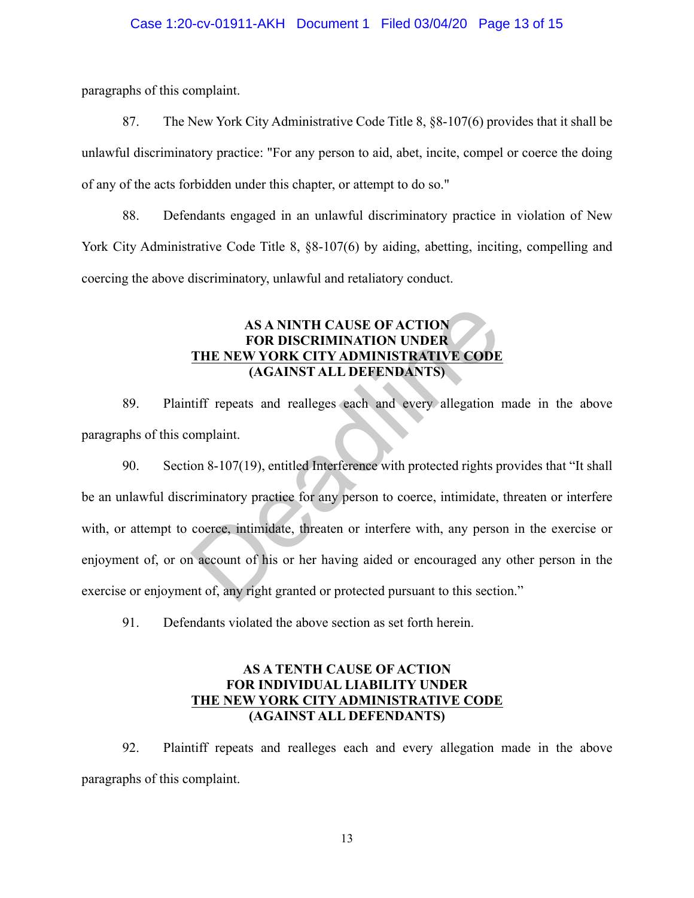paragraphs of this complaint.

87. The New York City Administrative Code Title 8, §8-107(6) provides that it shall be unlawful discriminatory practice: "For any person to aid, abet, incite, compel or coerce the doing of any of the acts forbidden under this chapter, or attempt to do so."

88. Defendants engaged in an unlawful discriminatory practice in violation of New York City Administrative Code Title 8, §8-107(6) by aiding, abetting, inciting, compelling and coercing the above discriminatory, unlawful and retaliatory conduct.

**AS A NINTH CAUSE OF ACTION**
**FOR DISCRIMINATION UNDER**
**THE NEW YORK CITY ADMINISTRATIVE CODE**
**(AGAINST ALL DEFENDANTS)**

89. Plaintiff repeats and realleges each and every allegation made in the above paragraphs of this complaint.

90. Section 8-107(19), entitled Interference with protected rights provides that "It shall be an unlawful discriminatory practice for any person to coerce, intimidate, threaten or interfere with, or attempt to coerce, intimidate, threaten or interfere with, any person in the exercise or enjoyment of, or on account of his or her having aided or encouraged any other person in the exercise or enjoyment of, any right granted or protected pursuant to this section."

91. Defendants violated the above section as set forth herein.

**AS A TENTH CAUSE OF ACTION**
**FOR INDIVIDUAL LIABILITY UNDER**
**THE NEW YORK CITY ADMINISTRATIVE CODE**
**(AGAINST ALL DEFENDANTS)**

92. Plaintiff repeats and realleges each and every allegation made in the above paragraphs of this complaint.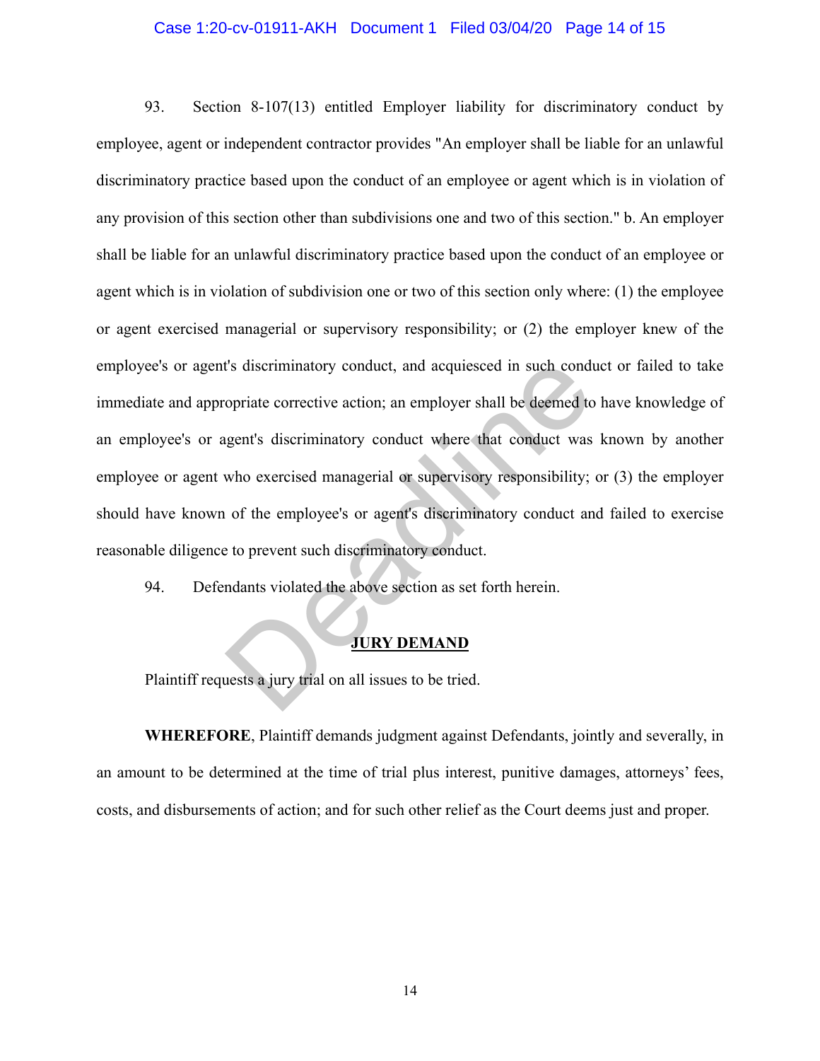93. Section 8-107(13) entitled Employer liability for discriminatory conduct by employee, agent or independent contractor provides "An employer shall be liable for an unlawful discriminatory practice based upon the conduct of an employee or agent which is in violation of any provision of this section other than subdivisions one and two of this section." b. An employer shall be liable for an unlawful discriminatory practice based upon the conduct of an employee or agent which is in violation of subdivision one or two of this section only where: (1) the employee or agent exercised managerial or supervisory responsibility; or (2) the employer knew of the employee's or agent's discriminatory conduct, and acquiesced in such conduct or failed to take immediate and appropriate corrective action; an employer shall be deemed to have knowledge of an employee's or agent's discriminatory conduct where that conduct was known by another employee or agent who exercised managerial or supervisory responsibility; or (3) the employer should have known of the employee's or agent's discriminatory conduct and failed to exercise reasonable diligence to prevent such discriminatory conduct.

94. Defendants violated the above section as set forth herein.

## JURY DEMAND

Plaintiff requests a jury trial on all issues to be tried.

**WHEREFORE**, Plaintiff demands judgment against Defendants, jointly and severally, in an amount to be determined at the time of trial plus interest, punitive damages, attorneys' fees, costs, and disbursements of action; and for such other relief as the Court deems just and proper.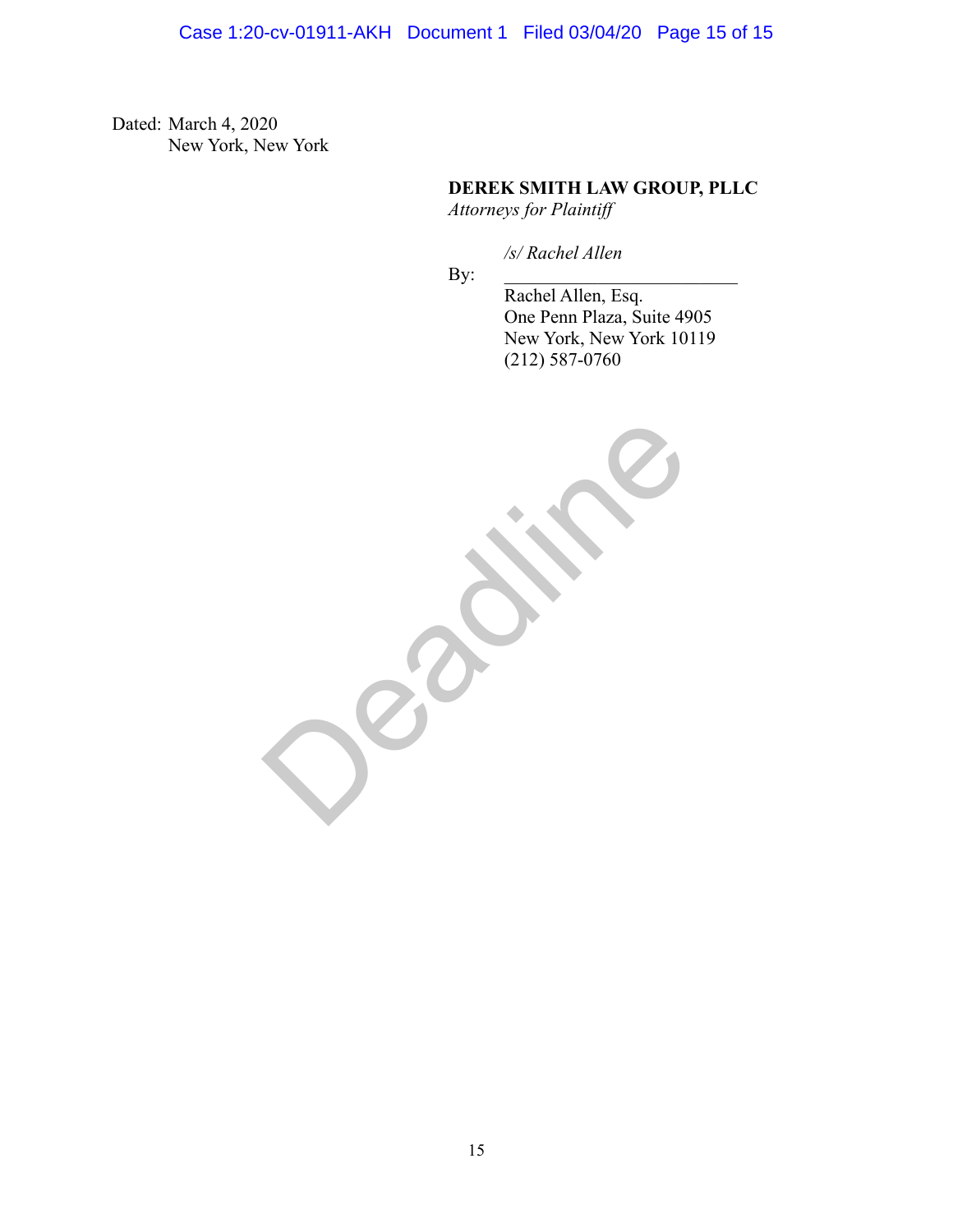Dated: March 4, 2020
New York, New York

**DEREK SMITH LAW GROUP, PLLC**
*Attorneys for Plaintiff*

By: */s/ Rachel Allen*
\_\_\_\_\_\_\_\_\_\_\_\_\_\_\_\_\_\_\_\_\_\_\_\_\_\_\_
Rachel Allen, Esq.
One Penn Plaza, Suite 4905
New York, New York 10119
(212) 587-0760